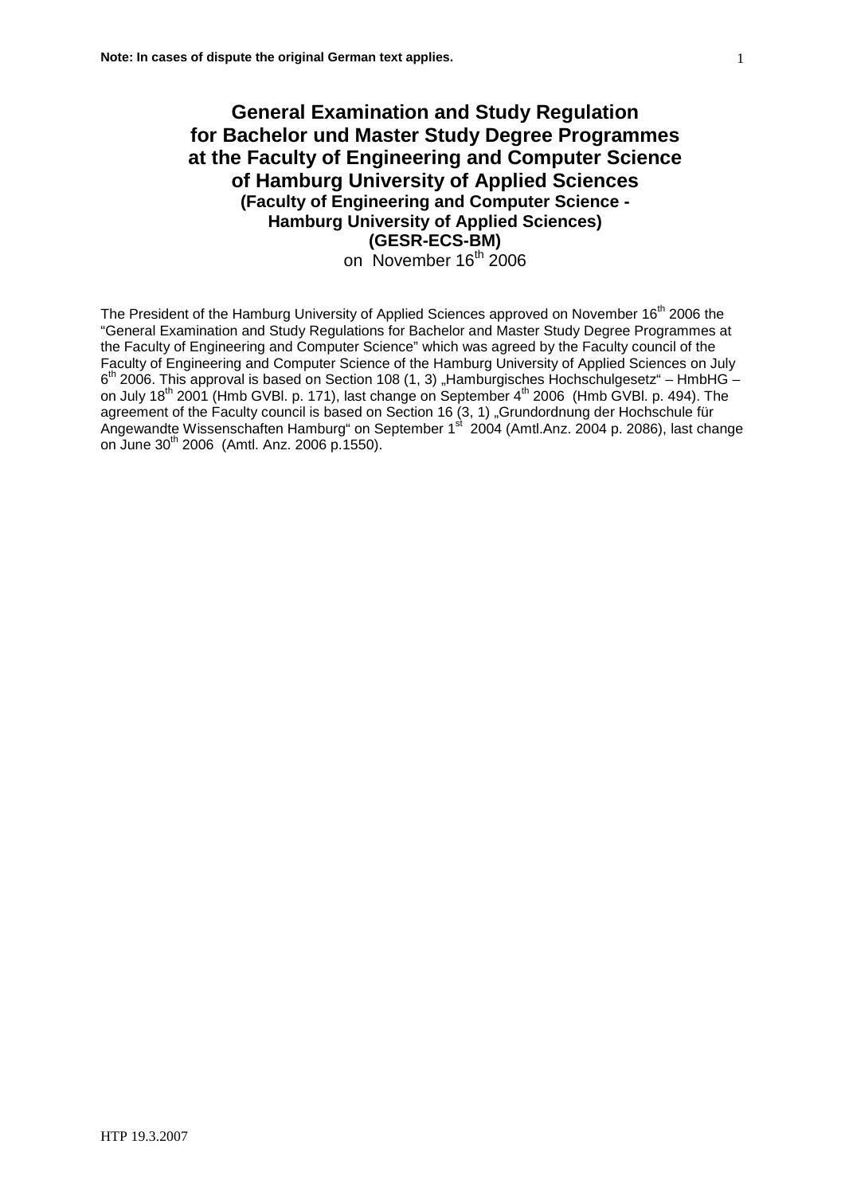**Note: In cases of dispute the original German text applies.**

# General Examination and Study Regulation for Bachelor und Master Study Degree Programmes at the Faculty of Engineering and Computer Science of Hamburg University of Applied Sciences

**(Faculty of Engineering and Computer Science - Hamburg University of Applied Sciences)**

**(GESR-ECS-BM)**

on November 16th 2006

The President of the Hamburg University of Applied Sciences approved on November 16th 2006 the "General Examination and Study Regulations for Bachelor and Master Study Degree Programmes at the Faculty of Engineering and Computer Science" which was agreed by the Faculty council of the Faculty of Engineering and Computer Science of the Hamburg University of Applied Sciences on July 6th 2006. This approval is based on Section 108 (1, 3) „Hamburgisches Hochschulgesetz" – HmbHG – on July 18th 2001 (Hmb GVBl. p. 171), last change on September 4th 2006 (Hmb GVBl. p. 494). The agreement of the Faculty council is based on Section 16 (3, 1) „Grundordnung der Hochschule für Angewandte Wissenschaften Hamburg" on September 1st 2004 (Amtl.Anz. 2004 p. 2086), last change on June 30th 2006 (Amtl. Anz. 2006 p.1550).

HTP 19.3.2007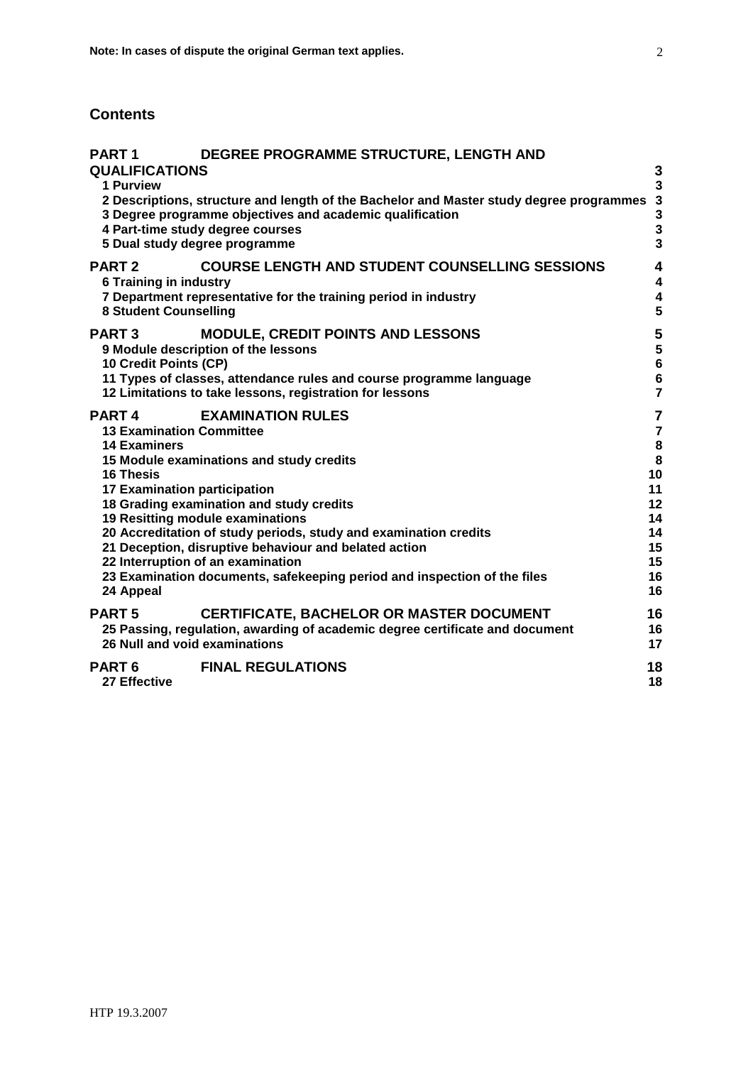## Contents

| | | Page |
|---|---|---|
| **PART 1** | **DEGREE PROGRAMME STRUCTURE, LENGTH AND QUALIFICATIONS** | **3** |
| 1 Purview | | 3 |
| 2 Descriptions, structure and length of the Bachelor and Master study degree programmes | | 3 |
| 3 Degree programme objectives and academic qualification | | 3 |
| 4 Part-time study degree courses | | 3 |
| 5 Dual study degree programme | | 3 |
| **PART 2** | **COURSE LENGTH AND STUDENT COUNSELLING SESSIONS** | **4** |
| 6 Training in industry | | 4 |
| 7 Department representative for the training period in industry | | 4 |
| 8 Student Counselling | | 5 |
| **PART 3** | **MODULE, CREDIT POINTS AND LESSONS** | **5** |
| 9 Module description of the lessons | | 5 |
| 10 Credit Points (CP) | | 6 |
| 11 Types of classes, attendance rules and course programme language | | 6 |
| 12 Limitations to take lessons, registration for lessons | | 7 |
| **PART 4** | **EXAMINATION RULES** | **7** |
| 13 Examination Committee | | 7 |
| 14 Examiners | | 8 |
| 15 Module examinations and study credits | | 8 |
| 16 Thesis | | 10 |
| 17 Examination participation | | 11 |
| 18 Grading examination and study credits | | 12 |
| 19 Resitting module examinations | | 14 |
| 20 Accreditation of study periods, study and examination credits | | 14 |
| 21 Deception, disruptive behaviour and belated action | | 15 |
| 22 Interruption of an examination | | 15 |
| 23 Examination documents, safekeeping period and inspection of the files | | 16 |
| 24 Appeal | | 16 |
| **PART 5** | **CERTIFICATE, BACHELOR OR MASTER DOCUMENT** | **16** |
| 25 Passing, regulation, awarding of academic degree certificate and document | | 16 |
| 26 Null and void examinations | | 17 |
| **PART 6** | **FINAL REGULATIONS** | **18** |
| 27 Effective | | 18 |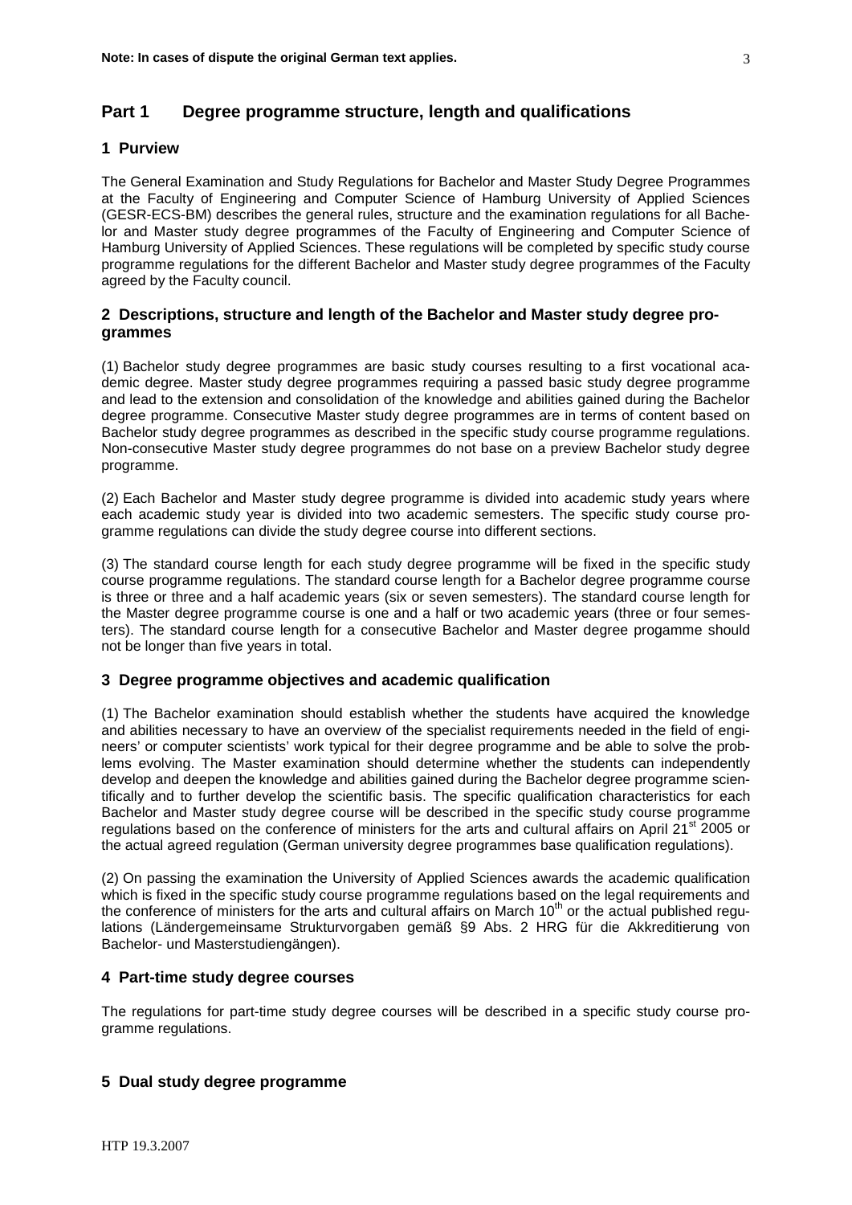## Part 1 Degree programme structure, length and qualifications

### 1 Purview

The General Examination and Study Regulations for Bachelor and Master Study Degree Programmes at the Faculty of Engineering and Computer Science of Hamburg University of Applied Sciences (GESR-ECS-BM) describes the general rules, structure and the examination regulations for all Bachelor and Master study degree programmes of the Faculty of Engineering and Computer Science of Hamburg University of Applied Sciences. These regulations will be completed by specific study course programme regulations for the different Bachelor and Master study degree programmes of the Faculty agreed by the Faculty council.

### 2 Descriptions, structure and length of the Bachelor and Master study degree programmes

(1) Bachelor study degree programmes are basic study courses resulting to a first vocational academic degree. Master study degree programmes requiring a passed basic study degree programme and lead to the extension and consolidation of the knowledge and abilities gained during the Bachelor degree programme. Consecutive Master study degree programmes are in terms of content based on Bachelor study degree programmes as described in the specific study course programme regulations. Non-consecutive Master study degree programmes do not base on a preview Bachelor study degree programme.

(2) Each Bachelor and Master study degree programme is divided into academic study years where each academic study year is divided into two academic semesters. The specific study course programme regulations can divide the study degree course into different sections.

(3) The standard course length for each study degree programme will be fixed in the specific study course programme regulations. The standard course length for a Bachelor degree programme course is three or three and a half academic years (six or seven semesters). The standard course length for the Master degree programme course is one and a half or two academic years (three or four semesters). The standard course length for a consecutive Bachelor and Master degree progamme should not be longer than five years in total.

### 3 Degree programme objectives and academic qualification

(1) The Bachelor examination should establish whether the students have acquired the knowledge and abilities necessary to have an overview of the specialist requirements needed in the field of engineers' or computer scientists' work typical for their degree programme and be able to solve the problems evolving. The Master examination should determine whether the students can independently develop and deepen the knowledge and abilities gained during the Bachelor degree programme scientifically and to further develop the scientific basis. The specific qualification characteristics for each Bachelor and Master study degree course will be described in the specific study course programme regulations based on the conference of ministers for the arts and cultural affairs on April 21st 2005 or the actual agreed regulation (German university degree programmes base qualification regulations).

(2) On passing the examination the University of Applied Sciences awards the academic qualification which is fixed in the specific study course programme regulations based on the legal requirements and the conference of ministers for the arts and cultural affairs on March 10th or the actual published regulations (Ländergemeinsame Strukturvorgaben gemäß §9 Abs. 2 HRG für die Akkreditierung von Bachelor- und Masterstudiengängen).

### 4 Part-time study degree courses

The regulations for part-time study degree courses will be described in a specific study course programme regulations.

### 5 Dual study degree programme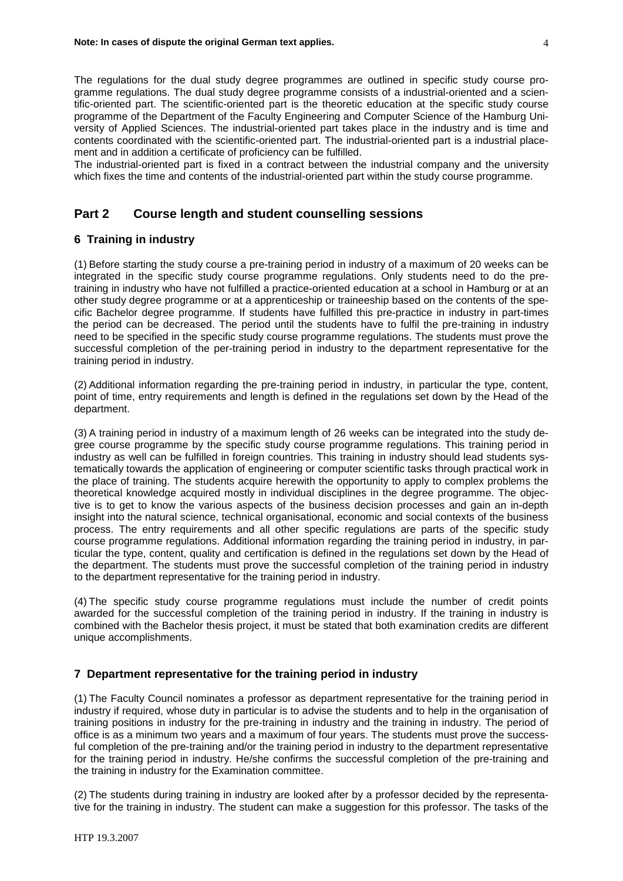The regulations for the dual study degree programmes are outlined in specific study course programme regulations. The dual study degree programme consists of a industrial-oriented and a scientific-oriented part. The scientific-oriented part is the theoretic education at the specific study course programme of the Department of the Faculty Engineering and Computer Science of the Hamburg University of Applied Sciences. The industrial-oriented part takes place in the industry and is time and contents coordinated with the scientific-oriented part. The industrial-oriented part is a industrial placement and in addition a certificate of proficiency can be fulfilled.

The industrial-oriented part is fixed in a contract between the industrial company and the university which fixes the time and contents of the industrial-oriented part within the study course programme.

## Part 2 Course length and student counselling sessions

### 6 Training in industry

(1) Before starting the study course a pre-training period in industry of a maximum of 20 weeks can be integrated in the specific study course programme regulations. Only students need to do the pre-training in industry who have not fulfilled a practice-oriented education at a school in Hamburg or at an other study degree programme or at a apprenticeship or traineeship based on the contents of the specific Bachelor degree programme. If students have fulfilled this pre-practice in industry in part-times the period can be decreased. The period until the students have to fulfil the pre-training in industry need to be specified in the specific study course programme regulations. The students must prove the successful completion of the per-training period in industry to the department representative for the training period in industry.

(2) Additional information regarding the pre-training period in industry, in particular the type, content, point of time, entry requirements and length is defined in the regulations set down by the Head of the department.

(3) A training period in industry of a maximum length of 26 weeks can be integrated into the study degree course programme by the specific study course programme regulations. This training period in industry as well can be fulfilled in foreign countries. This training in industry should lead students systematically towards the application of engineering or computer scientific tasks through practical work in the place of training. The students acquire herewith the opportunity to apply to complex problems the theoretical knowledge acquired mostly in individual disciplines in the degree programme. The objective is to get to know the various aspects of the business decision processes and gain an in-depth insight into the natural science, technical organisational, economic and social contexts of the business process. The entry requirements and all other specific regulations are parts of the specific study course programme regulations. Additional information regarding the training period in industry, in particular the type, content, quality and certification is defined in the regulations set down by the Head of the department. The students must prove the successful completion of the training period in industry to the department representative for the training period in industry.

(4) The specific study course programme regulations must include the number of credit points awarded for the successful completion of the training period in industry. If the training in industry is combined with the Bachelor thesis project, it must be stated that both examination credits are different unique accomplishments.

### 7 Department representative for the training period in industry

(1) The Faculty Council nominates a professor as department representative for the training period in industry if required, whose duty in particular is to advise the students and to help in the organisation of training positions in industry for the pre-training in industry and the training in industry. The period of office is as a minimum two years and a maximum of four years. The students must prove the successful completion of the pre-training and/or the training period in industry to the department representative for the training period in industry. He/she confirms the successful completion of the pre-training and the training in industry for the Examination committee.

(2) The students during training in industry are looked after by a professor decided by the representative for the training in industry. The student can make a suggestion for this professor. The tasks of the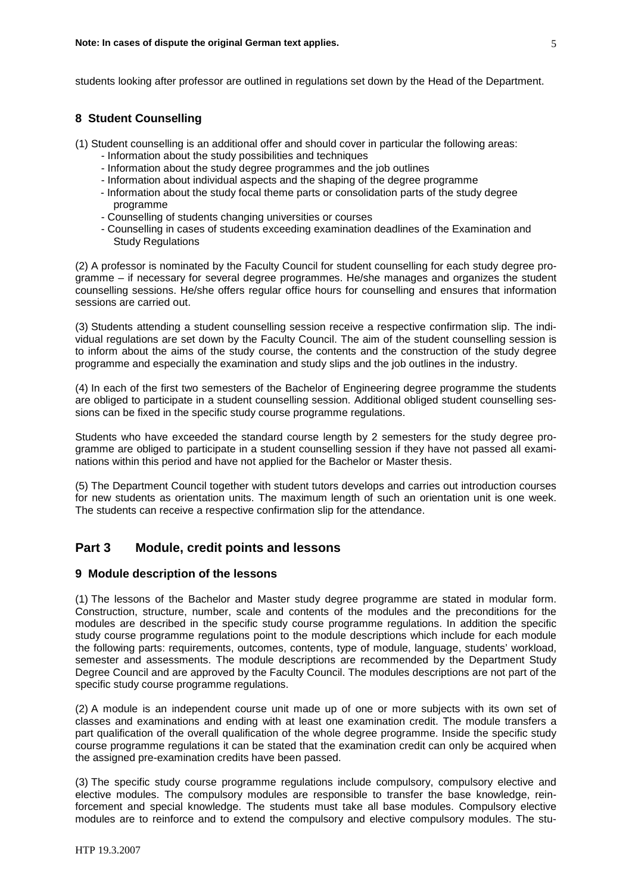students looking after professor are outlined in regulations set down by the Head of the Department.

### 8 Student Counselling

(1) Student counselling is an additional offer and should cover in particular the following areas:

- Information about the study possibilities and techniques
- Information about the study degree programmes and the job outlines
- Information about individual aspects and the shaping of the degree programme
- Information about the study focal theme parts or consolidation parts of the study degree programme
- Counselling of students changing universities or courses
- Counselling in cases of students exceeding examination deadlines of the Examination and Study Regulations

(2) A professor is nominated by the Faculty Council for student counselling for each study degree programme – if necessary for several degree programmes. He/she manages and organizes the student counselling sessions. He/she offers regular office hours for counselling and ensures that information sessions are carried out.

(3) Students attending a student counselling session receive a respective confirmation slip. The individual regulations are set down by the Faculty Council. The aim of the student counselling session is to inform about the aims of the study course, the contents and the construction of the study degree programme and especially the examination and study slips and the job outlines in the industry.

(4) In each of the first two semesters of the Bachelor of Engineering degree programme the students are obliged to participate in a student counselling session. Additional obliged student counselling sessions can be fixed in the specific study course programme regulations.

Students who have exceeded the standard course length by 2 semesters for the study degree programme are obliged to participate in a student counselling session if they have not passed all examinations within this period and have not applied for the Bachelor or Master thesis.

(5) The Department Council together with student tutors develops and carries out introduction courses for new students as orientation units. The maximum length of such an orientation unit is one week. The students can receive a respective confirmation slip for the attendance.

## Part 3 Module, credit points and lessons

### 9 Module description of the lessons

(1) The lessons of the Bachelor and Master study degree programme are stated in modular form. Construction, structure, number, scale and contents of the modules and the preconditions for the modules are described in the specific study course programme regulations. In addition the specific study course programme regulations point to the module descriptions which include for each module the following parts: requirements, outcomes, contents, type of module, language, students' workload, semester and assessments. The module descriptions are recommended by the Department Study Degree Council and are approved by the Faculty Council. The modules descriptions are not part of the specific study course programme regulations.

(2) A module is an independent course unit made up of one or more subjects with its own set of classes and examinations and ending with at least one examination credit. The module transfers a part qualification of the overall qualification of the whole degree programme. Inside the specific study course programme regulations it can be stated that the examination credit can only be acquired when the assigned pre-examination credits have been passed.

(3) The specific study course programme regulations include compulsory, compulsory elective and elective modules. The compulsory modules are responsible to transfer the base knowledge, reinforcement and special knowledge. The students must take all base modules. Compulsory elective modules are to reinforce and to extend the compulsory and elective compulsory modules. The stu-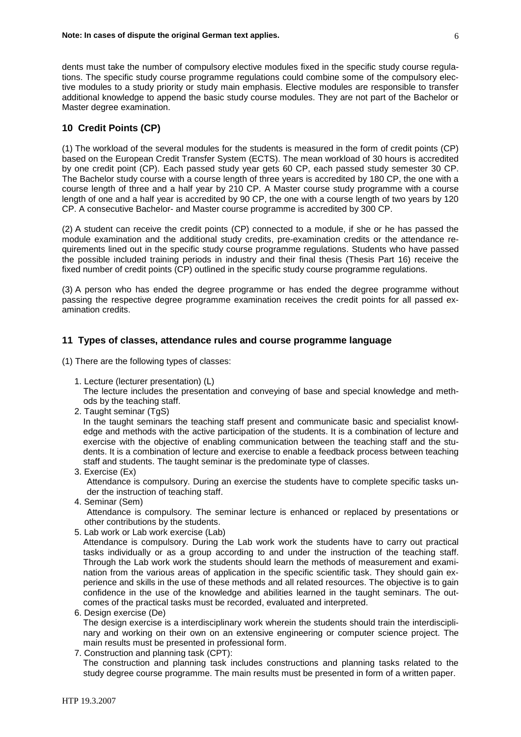dents must take the number of compulsory elective modules fixed in the specific study course regulations. The specific study course programme regulations could combine some of the compulsory elective modules to a study priority or study main emphasis. Elective modules are responsible to transfer additional knowledge to append the basic study course modules. They are not part of the Bachelor or Master degree examination.

## 10 Credit Points (CP)

(1) The workload of the several modules for the students is measured in the form of credit points (CP) based on the European Credit Transfer System (ECTS). The mean workload of 30 hours is accredited by one credit point (CP). Each passed study year gets 60 CP, each passed study semester 30 CP. The Bachelor study course with a course length of three years is accredited by 180 CP, the one with a course length of three and a half year by 210 CP. A Master course study programme with a course length of one and a half year is accredited by 90 CP, the one with a course length of two years by 120 CP. A consecutive Bachelor- and Master course programme is accredited by 300 CP.

(2) A student can receive the credit points (CP) connected to a module, if she or he has passed the module examination and the additional study credits, pre-examination credits or the attendance requirements lined out in the specific study course programme regulations. Students who have passed the possible included training periods in industry and their final thesis (Thesis Part 16) receive the fixed number of credit points (CP) outlined in the specific study course programme regulations.

(3) A person who has ended the degree programme or has ended the degree programme without passing the respective degree programme examination receives the credit points for all passed examination credits.

## 11 Types of classes, attendance rules and course programme language

(1) There are the following types of classes:

1. Lecture (lecturer presentation) (L)
   The lecture includes the presentation and conveying of base and special knowledge and methods by the teaching staff.
2. Taught seminar (TgS)
   In the taught seminars the teaching staff present and communicate basic and specialist knowledge and methods with the active participation of the students. It is a combination of lecture and exercise with the objective of enabling communication between the teaching staff and the students. It is a combination of lecture and exercise to enable a feedback process between teaching staff and students. The taught seminar is the predominate type of classes.
3. Exercise (Ex)
   Attendance is compulsory. During an exercise the students have to complete specific tasks under the instruction of teaching staff.
4. Seminar (Sem)
   Attendance is compulsory. The seminar lecture is enhanced or replaced by presentations or other contributions by the students.
5. Lab work or Lab work exercise (Lab)
   Attendance is compulsory. During the Lab work work the students have to carry out practical tasks individually or as a group according to and under the instruction of the teaching staff. Through the Lab work work the students should learn the methods of measurement and examination from the various areas of application in the specific scientific task. They should gain experience and skills in the use of these methods and all related resources. The objective is to gain confidence in the use of the knowledge and abilities learned in the taught seminars. The outcomes of the practical tasks must be recorded, evaluated and interpreted.
6. Design exercise (De)
   The design exercise is a interdisciplinary work wherein the students should train the interdisciplinary and working on their own on an extensive engineering or computer science project. The main results must be presented in professional form.
7. Construction and planning task (CPT):
   The construction and planning task includes constructions and planning tasks related to the study degree course programme. The main results must be presented in form of a written paper.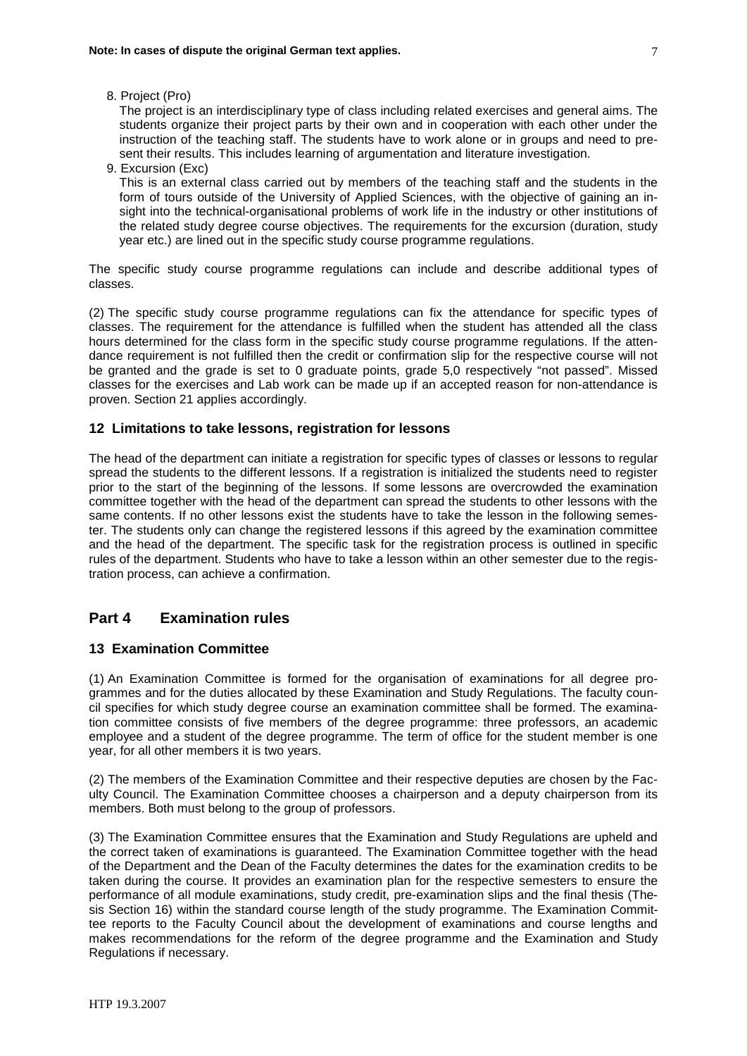8. Project (Pro)

   The project is an interdisciplinary type of class including related exercises and general aims. The students organize their project parts by their own and in cooperation with each other under the instruction of the teaching staff. The students have to work alone or in groups and need to present their results. This includes learning of argumentation and literature investigation.

9. Excursion (Exc)

   This is an external class carried out by members of the teaching staff and the students in the form of tours outside of the University of Applied Sciences, with the objective of gaining an insight into the technical-organisational problems of work life in the industry or other institutions of the related study degree course objectives. The requirements for the excursion (duration, study year etc.) are lined out in the specific study course programme regulations.

The specific study course programme regulations can include and describe additional types of classes.

(2) The specific study course programme regulations can fix the attendance for specific types of classes. The requirement for the attendance is fulfilled when the student has attended all the class hours determined for the class form in the specific study course programme regulations. If the attendance requirement is not fulfilled then the credit or confirmation slip for the respective course will not be granted and the grade is set to 0 graduate points, grade 5,0 respectively "not passed". Missed classes for the exercises and Lab work can be made up if an accepted reason for non-attendance is proven. Section 21 applies accordingly.

### 12 Limitations to take lessons, registration for lessons

The head of the department can initiate a registration for specific types of classes or lessons to regular spread the students to the different lessons. If a registration is initialized the students need to register prior to the start of the beginning of the lessons. If some lessons are overcrowded the examination committee together with the head of the department can spread the students to other lessons with the same contents. If no other lessons exist the students have to take the lesson in the following semester. The students only can change the registered lessons if this agreed by the examination committee and the head of the department. The specific task for the registration process is outlined in specific rules of the department. Students who have to take a lesson within an other semester due to the registration process, can achieve a confirmation.

## Part 4 Examination rules

### 13 Examination Committee

(1) An Examination Committee is formed for the organisation of examinations for all degree programmes and for the duties allocated by these Examination and Study Regulations. The faculty council specifies for which study degree course an examination committee shall be formed. The examination committee consists of five members of the degree programme: three professors, an academic employee and a student of the degree programme. The term of office for the student member is one year, for all other members it is two years.

(2) The members of the Examination Committee and their respective deputies are chosen by the Faculty Council. The Examination Committee chooses a chairperson and a deputy chairperson from its members. Both must belong to the group of professors.

(3) The Examination Committee ensures that the Examination and Study Regulations are upheld and the correct taken of examinations is guaranteed. The Examination Committee together with the head of the Department and the Dean of the Faculty determines the dates for the examination credits to be taken during the course. It provides an examination plan for the respective semesters to ensure the performance of all module examinations, study credit, pre-examination slips and the final thesis (Thesis Section 16) within the standard course length of the study programme. The Examination Committee reports to the Faculty Council about the development of examinations and course lengths and makes recommendations for the reform of the degree programme and the Examination and Study Regulations if necessary.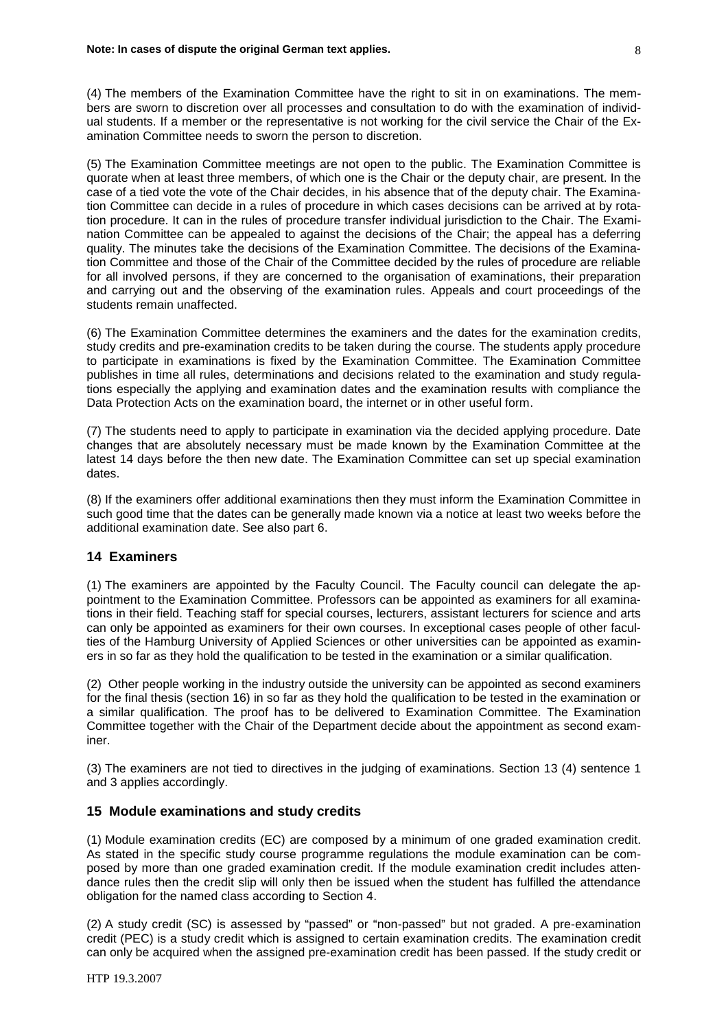(4) The members of the Examination Committee have the right to sit in on examinations. The members are sworn to discretion over all processes and consultation to do with the examination of individual students. If a member or the representative is not working for the civil service the Chair of the Examination Committee needs to sworn the person to discretion.

(5) The Examination Committee meetings are not open to the public. The Examination Committee is quorate when at least three members, of which one is the Chair or the deputy chair, are present. In the case of a tied vote the vote of the Chair decides, in his absence that of the deputy chair. The Examination Committee can decide in a rules of procedure in which cases decisions can be arrived at by rotation procedure. It can in the rules of procedure transfer individual jurisdiction to the Chair. The Examination Committee can be appealed to against the decisions of the Chair; the appeal has a deferring quality. The minutes take the decisions of the Examination Committee. The decisions of the Examination Committee and those of the Chair of the Committee decided by the rules of procedure are reliable for all involved persons, if they are concerned to the organisation of examinations, their preparation and carrying out and the observing of the examination rules. Appeals and court proceedings of the students remain unaffected.

(6) The Examination Committee determines the examiners and the dates for the examination credits, study credits and pre-examination credits to be taken during the course. The students apply procedure to participate in examinations is fixed by the Examination Committee. The Examination Committee publishes in time all rules, determinations and decisions related to the examination and study regulations especially the applying and examination dates and the examination results with compliance the Data Protection Acts on the examination board, the internet or in other useful form.

(7) The students need to apply to participate in examination via the decided applying procedure. Date changes that are absolutely necessary must be made known by the Examination Committee at the latest 14 days before the then new date. The Examination Committee can set up special examination dates.

(8) If the examiners offer additional examinations then they must inform the Examination Committee in such good time that the dates can be generally made known via a notice at least two weeks before the additional examination date. See also part 6.

## 14 Examiners

(1) The examiners are appointed by the Faculty Council. The Faculty council can delegate the appointment to the Examination Committee. Professors can be appointed as examiners for all examinations in their field. Teaching staff for special courses, lecturers, assistant lecturers for science and arts can only be appointed as examiners for their own courses. In exceptional cases people of other faculties of the Hamburg University of Applied Sciences or other universities can be appointed as examiners in so far as they hold the qualification to be tested in the examination or a similar qualification.

(2) Other people working in the industry outside the university can be appointed as second examiners for the final thesis (section 16) in so far as they hold the qualification to be tested in the examination or a similar qualification. The proof has to be delivered to Examination Committee. The Examination Committee together with the Chair of the Department decide about the appointment as second examiner.

(3) The examiners are not tied to directives in the judging of examinations. Section 13 (4) sentence 1 and 3 applies accordingly.

## 15 Module examinations and study credits

(1) Module examination credits (EC) are composed by a minimum of one graded examination credit. As stated in the specific study course programme regulations the module examination can be composed by more than one graded examination credit. If the module examination credit includes attendance rules then the credit slip will only then be issued when the student has fulfilled the attendance obligation for the named class according to Section 4.

(2) A study credit (SC) is assessed by "passed" or "non-passed" but not graded. A pre-examination credit (PEC) is a study credit which is assigned to certain examination credits. The examination credit can only be acquired when the assigned pre-examination credit has been passed. If the study credit or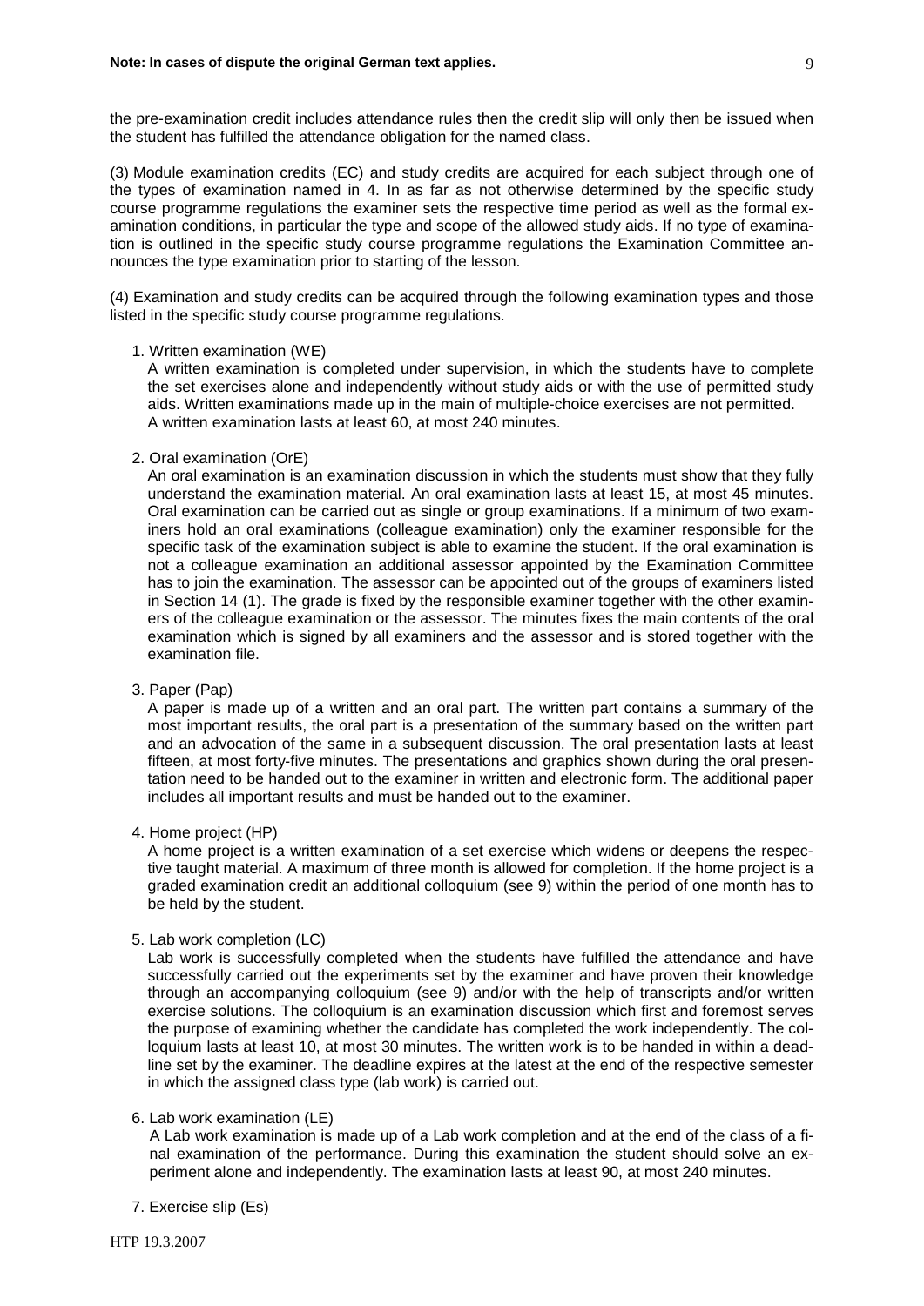the pre-examination credit includes attendance rules then the credit slip will only then be issued when the student has fulfilled the attendance obligation for the named class.

(3) Module examination credits (EC) and study credits are acquired for each subject through one of the types of examination named in 4. In as far as not otherwise determined by the specific study course programme regulations the examiner sets the respective time period as well as the formal examination conditions, in particular the type and scope of the allowed study aids. If no type of examination is outlined in the specific study course programme regulations the Examination Committee announces the type examination prior to starting of the lesson.

(4) Examination and study credits can be acquired through the following examination types and those listed in the specific study course programme regulations.

1. Written examination (WE)
   A written examination is completed under supervision, in which the students have to complete the set exercises alone and independently without study aids or with the use of permitted study aids. Written examinations made up in the main of multiple-choice exercises are not permitted. A written examination lasts at least 60, at most 240 minutes.

2. Oral examination (OrE)
   An oral examination is an examination discussion in which the students must show that they fully understand the examination material. An oral examination lasts at least 15, at most 45 minutes. Oral examination can be carried out as single or group examinations. If a minimum of two examiners hold an oral examinations (colleague examination) only the examiner responsible for the specific task of the examination subject is able to examine the student. If the oral examination is not a colleague examination an additional assessor appointed by the Examination Committee has to join the examination. The assessor can be appointed out of the groups of examiners listed in Section 14 (1). The grade is fixed by the responsible examiner together with the other examiners of the colleague examination or the assessor. The minutes fixes the main contents of the oral examination which is signed by all examiners and the assessor and is stored together with the examination file.

3. Paper (Pap)
   A paper is made up of a written and an oral part. The written part contains a summary of the most important results, the oral part is a presentation of the summary based on the written part and an advocation of the same in a subsequent discussion. The oral presentation lasts at least fifteen, at most forty-five minutes. The presentations and graphics shown during the oral presentation need to be handed out to the examiner in written and electronic form. The additional paper includes all important results and must be handed out to the examiner.

4. Home project (HP)
   A home project is a written examination of a set exercise which widens or deepens the respective taught material. A maximum of three month is allowed for completion. If the home project is a graded examination credit an additional colloquium (see 9) within the period of one month has to be held by the student.

5. Lab work completion (LC)
   Lab work is successfully completed when the students have fulfilled the attendance and have successfully carried out the experiments set by the examiner and have proven their knowledge through an accompanying colloquium (see 9) and/or with the help of transcripts and/or written exercise solutions. The colloquium is an examination discussion which first and foremost serves the purpose of examining whether the candidate has completed the work independently. The colloquium lasts at least 10, at most 30 minutes. The written work is to be handed in within a deadline set by the examiner. The deadline expires at the latest at the end of the respective semester in which the assigned class type (lab work) is carried out.

6. Lab work examination (LE)
   A Lab work examination is made up of a Lab work completion and at the end of the class of a final examination of the performance. During this examination the student should solve an experiment alone and independently. The examination lasts at least 90, at most 240 minutes.

7. Exercise slip (Es)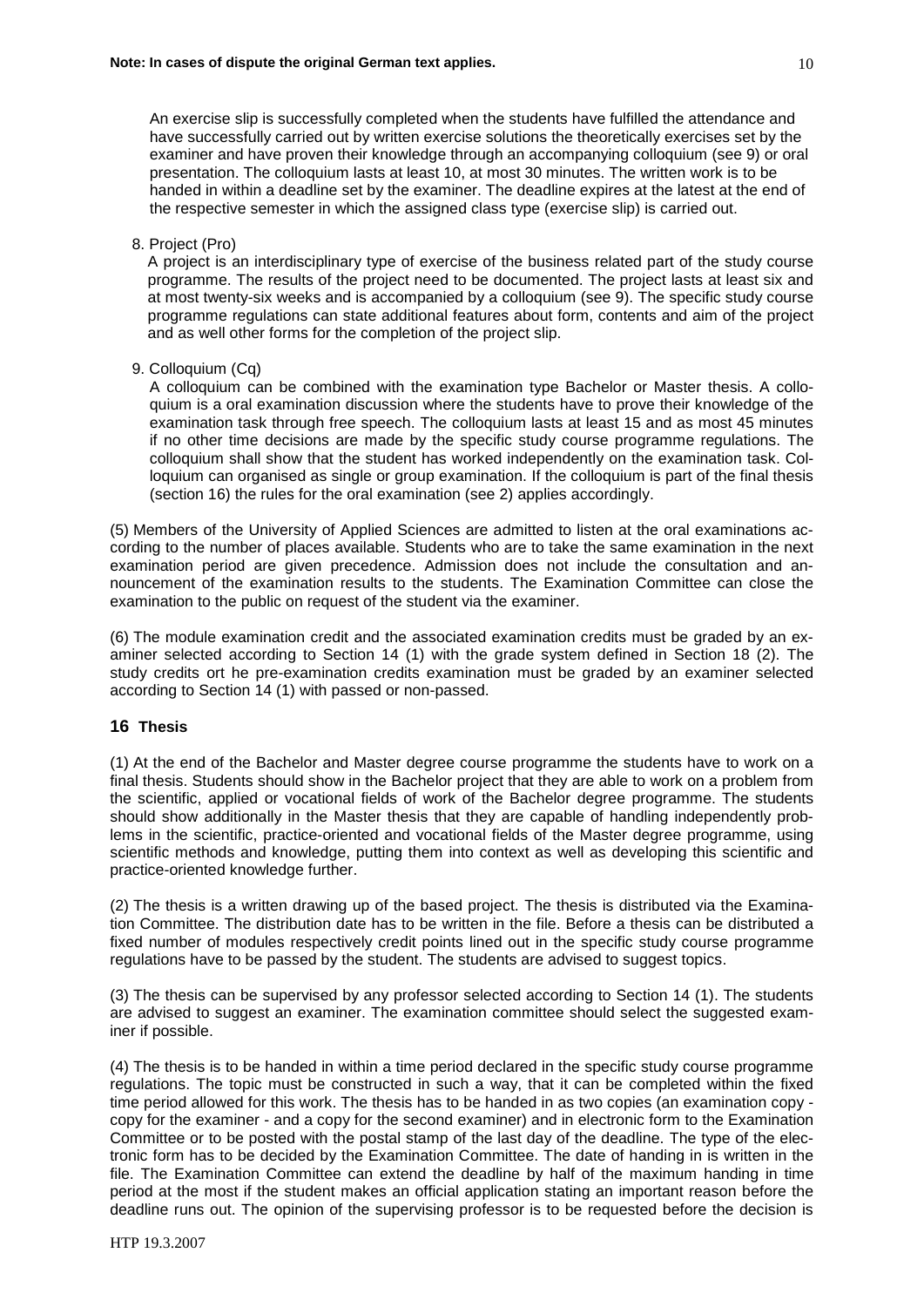An exercise slip is successfully completed when the students have fulfilled the attendance and have successfully carried out by written exercise solutions the theoretically exercises set by the examiner and have proven their knowledge through an accompanying colloquium (see 9) or oral presentation. The colloquium lasts at least 10, at most 30 minutes. The written work is to be handed in within a deadline set by the examiner. The deadline expires at the latest at the end of the respective semester in which the assigned class type (exercise slip) is carried out.

8. Project (Pro)

   A project is an interdisciplinary type of exercise of the business related part of the study course programme. The results of the project need to be documented. The project lasts at least six and at most twenty-six weeks and is accompanied by a colloquium (see 9). The specific study course programme regulations can state additional features about form, contents and aim of the project and as well other forms for the completion of the project slip.

9. Colloquium (Cq)

   A colloquium can be combined with the examination type Bachelor or Master thesis. A colloquium is a oral examination discussion where the students have to prove their knowledge of the examination task through free speech. The colloquium lasts at least 15 and as most 45 minutes if no other time decisions are made by the specific study course programme regulations. The colloquium shall show that the student has worked independently on the examination task. Colloquium can organised as single or group examination. If the colloquium is part of the final thesis (section 16) the rules for the oral examination (see 2) applies accordingly.

(5) Members of the University of Applied Sciences are admitted to listen at the oral examinations according to the number of places available. Students who are to take the same examination in the next examination period are given precedence. Admission does not include the consultation and announcement of the examination results to the students. The Examination Committee can close the examination to the public on request of the student via the examiner.

(6) The module examination credit and the associated examination credits must be graded by an examiner selected according to Section 14 (1) with the grade system defined in Section 18 (2). The study credits ort he pre-examination credits examination must be graded by an examiner selected according to Section 14 (1) with passed or non-passed.

## 16 Thesis

(1) At the end of the Bachelor and Master degree course programme the students have to work on a final thesis. Students should show in the Bachelor project that they are able to work on a problem from the scientific, applied or vocational fields of work of the Bachelor degree programme. The students should show additionally in the Master thesis that they are capable of handling independently problems in the scientific, practice-oriented and vocational fields of the Master degree programme, using scientific methods and knowledge, putting them into context as well as developing this scientific and practice-oriented knowledge further.

(2) The thesis is a written drawing up of the based project. The thesis is distributed via the Examination Committee. The distribution date has to be written in the file. Before a thesis can be distributed a fixed number of modules respectively credit points lined out in the specific study course programme regulations have to be passed by the student. The students are advised to suggest topics.

(3) The thesis can be supervised by any professor selected according to Section 14 (1). The students are advised to suggest an examiner. The examination committee should select the suggested examiner if possible.

(4) The thesis is to be handed in within a time period declared in the specific study course programme regulations. The topic must be constructed in such a way, that it can be completed within the fixed time period allowed for this work. The thesis has to be handed in as two copies (an examination copy - copy for the examiner - and a copy for the second examiner) and in electronic form to the Examination Committee or to be posted with the postal stamp of the last day of the deadline. The type of the electronic form has to be decided by the Examination Committee. The date of handing in is written in the file. The Examination Committee can extend the deadline by half of the maximum handing in time period at the most if the student makes an official application stating an important reason before the deadline runs out. The opinion of the supervising professor is to be requested before the decision is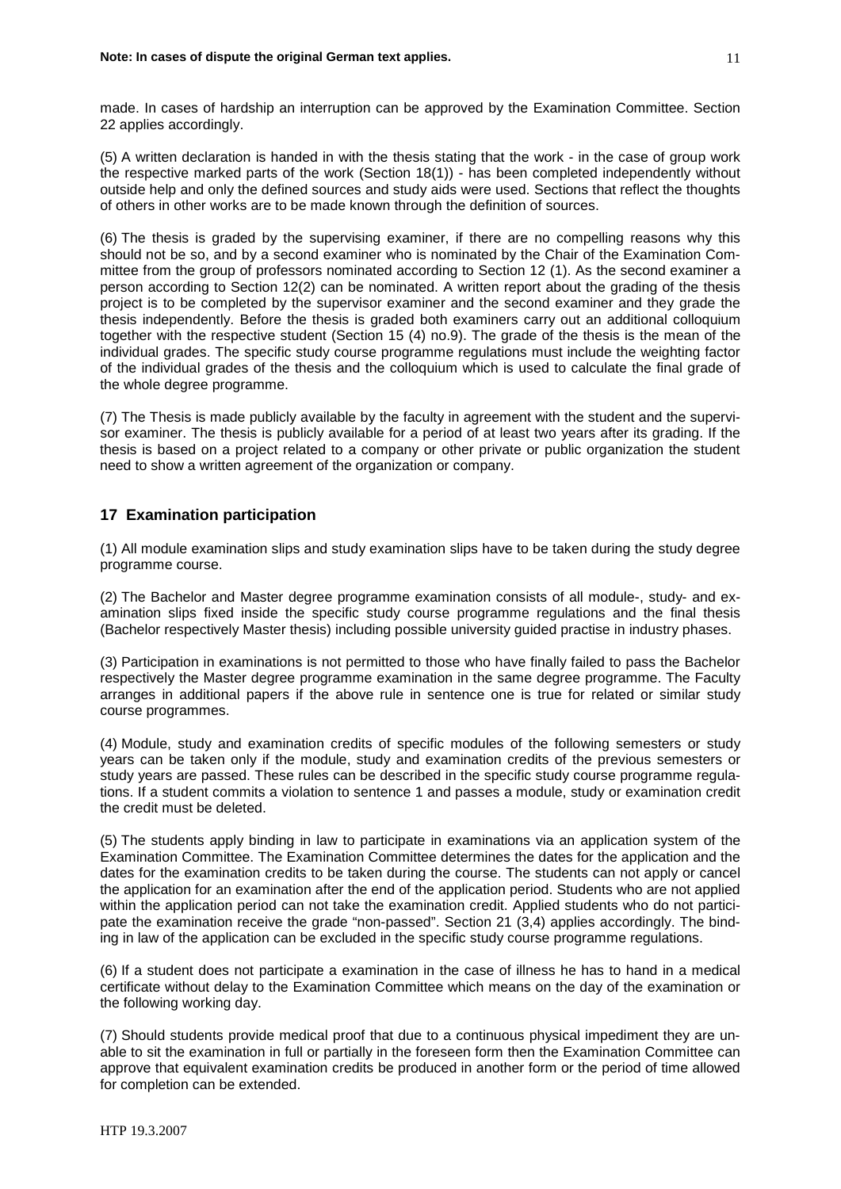made. In cases of hardship an interruption can be approved by the Examination Committee. Section 22 applies accordingly.

(5) A written declaration is handed in with the thesis stating that the work - in the case of group work the respective marked parts of the work (Section 18(1)) - has been completed independently without outside help and only the defined sources and study aids were used. Sections that reflect the thoughts of others in other works are to be made known through the definition of sources.

(6) The thesis is graded by the supervising examiner, if there are no compelling reasons why this should not be so, and by a second examiner who is nominated by the Chair of the Examination Committee from the group of professors nominated according to Section 12 (1). As the second examiner a person according to Section 12(2) can be nominated. A written report about the grading of the thesis project is to be completed by the supervisor examiner and the second examiner and they grade the thesis independently. Before the thesis is graded both examiners carry out an additional colloquium together with the respective student (Section 15 (4) no.9). The grade of the thesis is the mean of the individual grades. The specific study course programme regulations must include the weighting factor of the individual grades of the thesis and the colloquium which is used to calculate the final grade of the whole degree programme.

(7) The Thesis is made publicly available by the faculty in agreement with the student and the supervisor examiner. The thesis is publicly available for a period of at least two years after its grading. If the thesis is based on a project related to a company or other private or public organization the student need to show a written agreement of the organization or company.

## 17 Examination participation

(1) All module examination slips and study examination slips have to be taken during the study degree programme course.

(2) The Bachelor and Master degree programme examination consists of all module-, study- and examination slips fixed inside the specific study course programme regulations and the final thesis (Bachelor respectively Master thesis) including possible university guided practise in industry phases.

(3) Participation in examinations is not permitted to those who have finally failed to pass the Bachelor respectively the Master degree programme examination in the same degree programme. The Faculty arranges in additional papers if the above rule in sentence one is true for related or similar study course programmes.

(4) Module, study and examination credits of specific modules of the following semesters or study years can be taken only if the module, study and examination credits of the previous semesters or study years are passed. These rules can be described in the specific study course programme regulations. If a student commits a violation to sentence 1 and passes a module, study or examination credit the credit must be deleted.

(5) The students apply binding in law to participate in examinations via an application system of the Examination Committee. The Examination Committee determines the dates for the application and the dates for the examination credits to be taken during the course. The students can not apply or cancel the application for an examination after the end of the application period. Students who are not applied within the application period can not take the examination credit. Applied students who do not participate the examination receive the grade "non-passed". Section 21 (3,4) applies accordingly. The binding in law of the application can be excluded in the specific study course programme regulations.

(6) If a student does not participate a examination in the case of illness he has to hand in a medical certificate without delay to the Examination Committee which means on the day of the examination or the following working day.

(7) Should students provide medical proof that due to a continuous physical impediment they are unable to sit the examination in full or partially in the foreseen form then the Examination Committee can approve that equivalent examination credits be produced in another form or the period of time allowed for completion can be extended.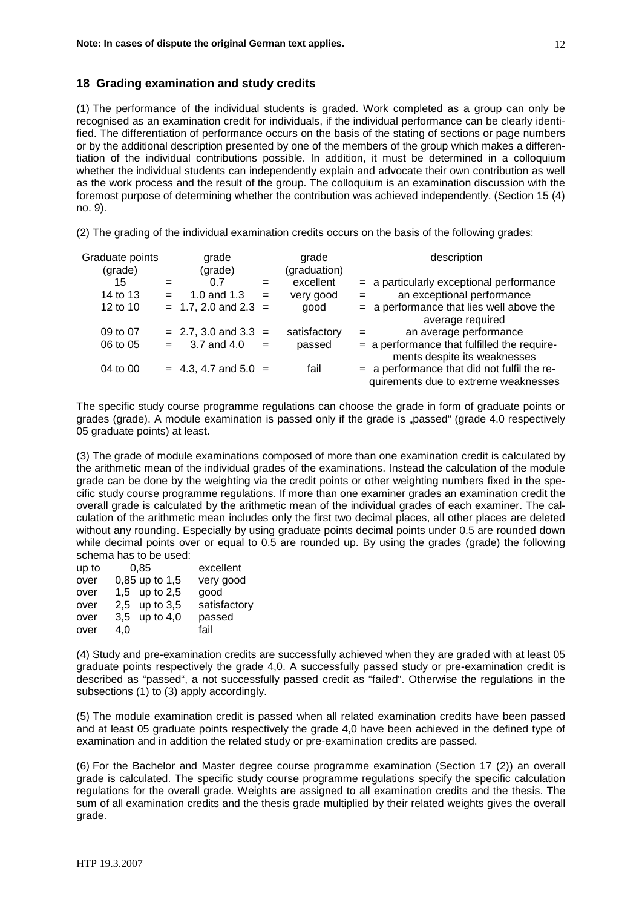## 18 Grading examination and study credits

(1) The performance of the individual students is graded. Work completed as a group can only be recognised as an examination credit for individuals, if the individual performance can be clearly identified. The differentiation of performance occurs on the basis of the stating of sections or page numbers or by the additional description presented by one of the members of the group which makes a differentiation of the individual contributions possible. In addition, it must be determined in a colloquium whether the individual students can independently explain and advocate their own contribution as well as the work process and the result of the group. The colloquium is an examination discussion with the foremost purpose of determining whether the contribution was achieved independently. (Section 15 (4) no. 9).

(2) The grading of the individual examination credits occurs on the basis of the following grades:

| Graduate points (grade) | | grade (grade) | | grade (graduation) | | description |
|---|---|---|---|---|---|---|
| 15 | = | 0.7 | = | excellent | = | a particularly exceptional performance |
| 14 to 13 | = | 1.0 and 1.3 | = | very good | = | an exceptional performance |
| 12 to 10 | = | 1.7, 2.0 and 2.3 | = | good | = | a performance that lies well above the average required |
| 09 to 07 | = | 2.7, 3.0 and 3.3 | = | satisfactory | = | an average performance |
| 06 to 05 | = | 3.7 and 4.0 | = | passed | = | a performance that fulfilled the requirements despite its weaknesses |
| 04 to 00 | = | 4.3, 4.7 and 5.0 | = | fail | = | a performance that did not fulfil the requirements due to extreme weaknesses |

The specific study course programme regulations can choose the grade in form of graduate points or grades (grade). A module examination is passed only if the grade is „passed“ (grade 4.0 respectively 05 graduate points) at least.

(3) The grade of module examinations composed of more than one examination credit is calculated by the arithmetic mean of the individual grades of the examinations. Instead the calculation of the module grade can be done by the weighting via the credit points or other weighting numbers fixed in the specific study course programme regulations. If more than one examiner grades an examination credit the overall grade is calculated by the arithmetic mean of the individual grades of each examiner. The calculation of the arithmetic mean includes only the first two decimal places, all other places are deleted without any rounding. Especially by using graduate points decimal points under 0.5 are rounded down while decimal points over or equal to 0.5 are rounded up. By using the grades (grade) the following schema has to be used:

| | | |
|---|---|---|
| up to | 0,85 | excellent |
| over | 0,85 up to 1,5 | very good |
| over | 1,5 up to 2,5 | good |
| over | 2,5 up to 3,5 | satisfactory |
| over | 3,5 up to 4,0 | passed |
| over | 4,0 | fail |

(4) Study and pre-examination credits are successfully achieved when they are graded with at least 05 graduate points respectively the grade 4,0. A successfully passed study or pre-examination credit is described as “passed“, a not successfully passed credit as “failed“. Otherwise the regulations in the subsections (1) to (3) apply accordingly.

(5) The module examination credit is passed when all related examination credits have been passed and at least 05 graduate points respectively the grade 4,0 have been achieved in the defined type of examination and in addition the related study or pre-examination credits are passed.

(6) For the Bachelor and Master degree course programme examination (Section 17 (2)) an overall grade is calculated. The specific study course programme regulations specify the specific calculation regulations for the overall grade. Weights are assigned to all examination credits and the thesis. The sum of all examination credits and the thesis grade multiplied by their related weights gives the overall grade.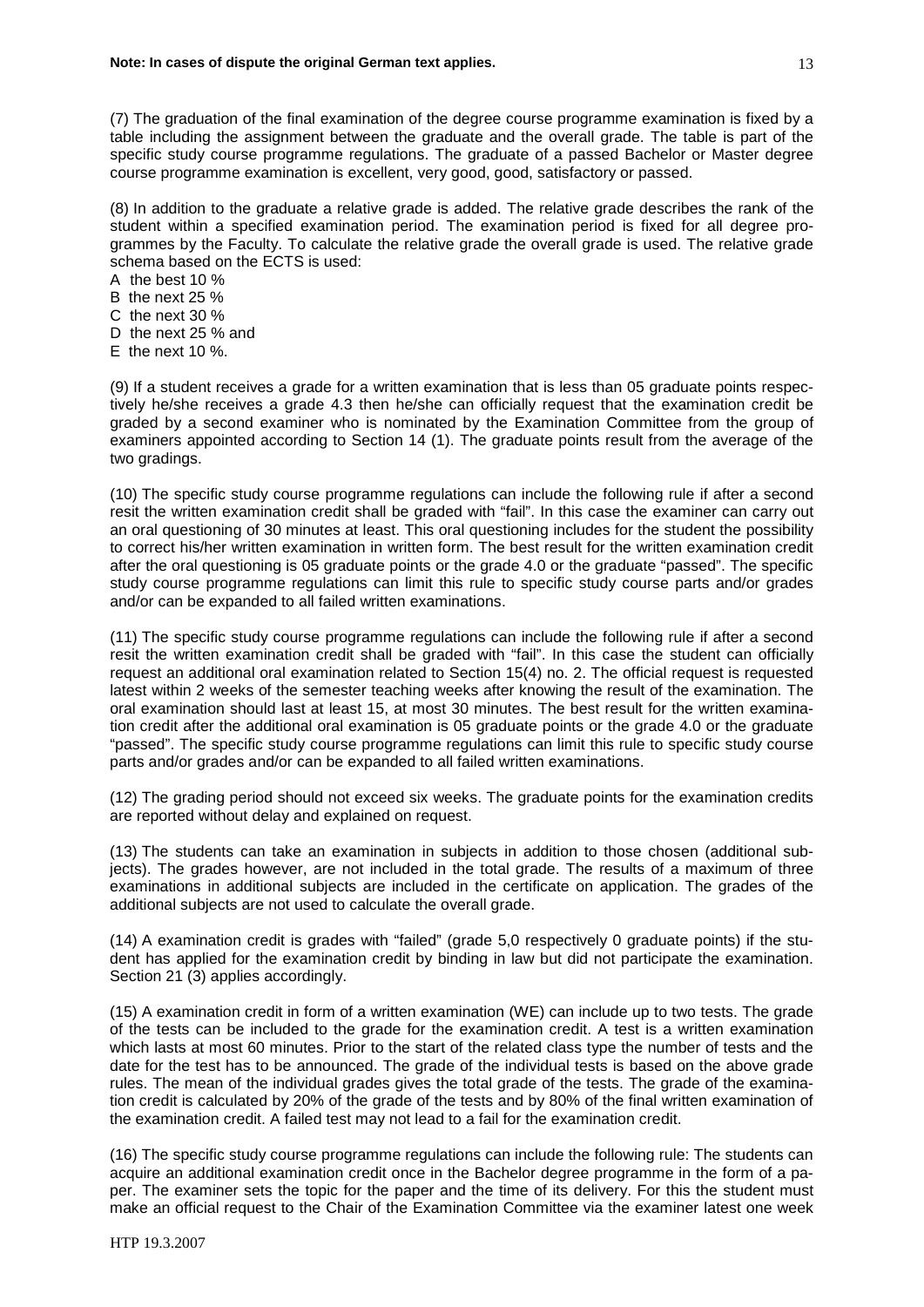(7) The graduation of the final examination of the degree course programme examination is fixed by a table including the assignment between the graduate and the overall grade. The table is part of the specific study course programme regulations. The graduate of a passed Bachelor or Master degree course programme examination is excellent, very good, good, satisfactory or passed.

(8) In addition to the graduate a relative grade is added. The relative grade describes the rank of the student within a specified examination period. The examination period is fixed for all degree programmes by the Faculty. To calculate the relative grade the overall grade is used. The relative grade schema based on the ECTS is used:

A the best 10 %
B the next 25 %
C the next 30 %
D the next 25 % and
E the next 10 %.

(9) If a student receives a grade for a written examination that is less than 05 graduate points respectively he/she receives a grade 4.3 then he/she can officially request that the examination credit be graded by a second examiner who is nominated by the Examination Committee from the group of examiners appointed according to Section 14 (1). The graduate points result from the average of the two gradings.

(10) The specific study course programme regulations can include the following rule if after a second resit the written examination credit shall be graded with "fail". In this case the examiner can carry out an oral questioning of 30 minutes at least. This oral questioning includes for the student the possibility to correct his/her written examination in written form. The best result for the written examination credit after the oral questioning is 05 graduate points or the grade 4.0 or the graduate "passed". The specific study course programme regulations can limit this rule to specific study course parts and/or grades and/or can be expanded to all failed written examinations.

(11) The specific study course programme regulations can include the following rule if after a second resit the written examination credit shall be graded with "fail". In this case the student can officially request an additional oral examination related to Section 15(4) no. 2. The official request is requested latest within 2 weeks of the semester teaching weeks after knowing the result of the examination. The oral examination should last at least 15, at most 30 minutes. The best result for the written examination credit after the additional oral examination is 05 graduate points or the grade 4.0 or the graduate "passed". The specific study course programme regulations can limit this rule to specific study course parts and/or grades and/or can be expanded to all failed written examinations.

(12) The grading period should not exceed six weeks. The graduate points for the examination credits are reported without delay and explained on request.

(13) The students can take an examination in subjects in addition to those chosen (additional subjects). The grades however, are not included in the total grade. The results of a maximum of three examinations in additional subjects are included in the certificate on application. The grades of the additional subjects are not used to calculate the overall grade.

(14) A examination credit is grades with "failed" (grade 5,0 respectively 0 graduate points) if the student has applied for the examination credit by binding in law but did not participate the examination. Section 21 (3) applies accordingly.

(15) A examination credit in form of a written examination (WE) can include up to two tests. The grade of the tests can be included to the grade for the examination credit. A test is a written examination which lasts at most 60 minutes. Prior to the start of the related class type the number of tests and the date for the test has to be announced. The grade of the individual tests is based on the above grade rules. The mean of the individual grades gives the total grade of the tests. The grade of the examination credit is calculated by 20% of the grade of the tests and by 80% of the final written examination of the examination credit. A failed test may not lead to a fail for the examination credit.

(16) The specific study course programme regulations can include the following rule: The students can acquire an additional examination credit once in the Bachelor degree programme in the form of a paper. The examiner sets the topic for the paper and the time of its delivery. For this the student must make an official request to the Chair of the Examination Committee via the examiner latest one week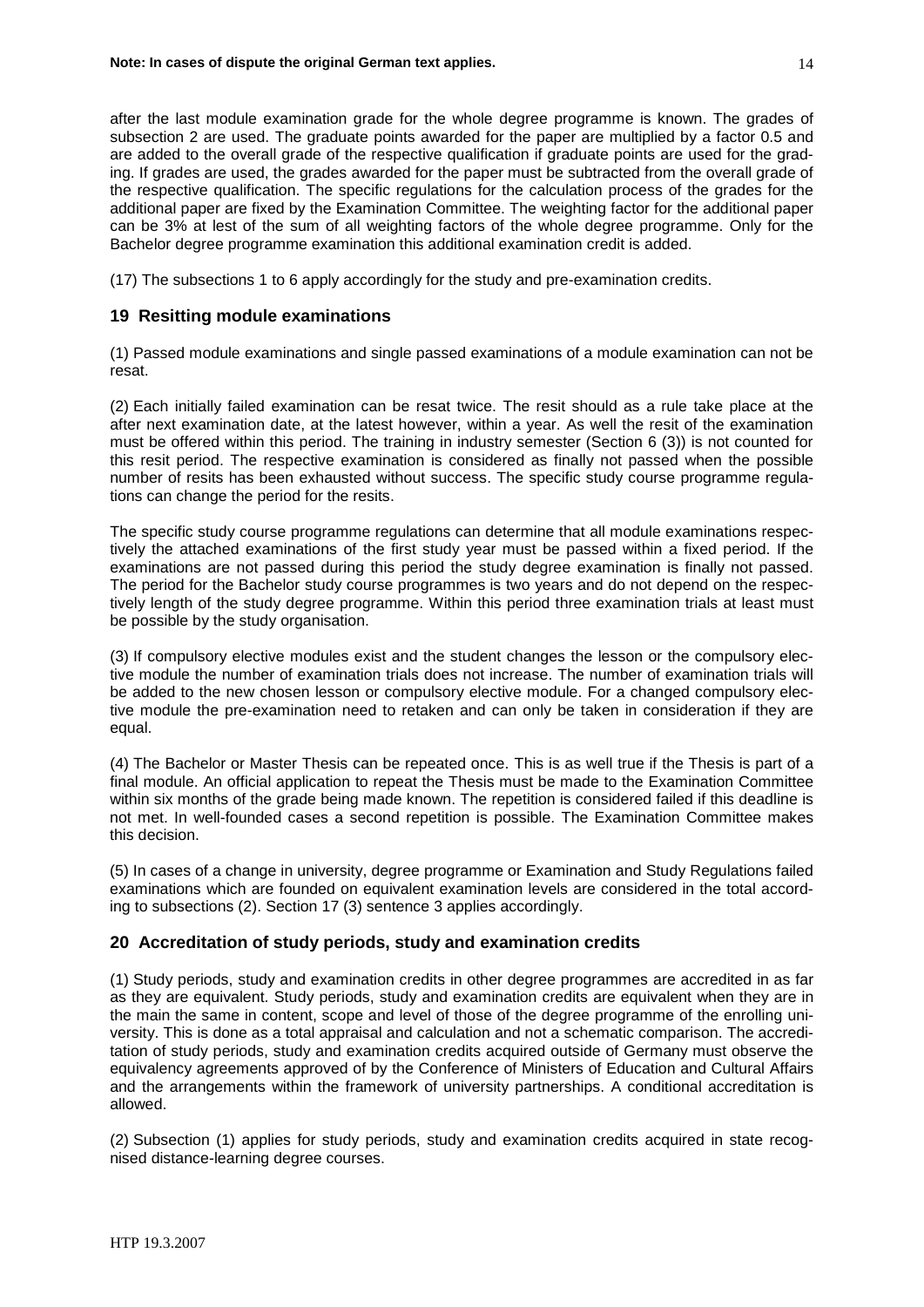after the last module examination grade for the whole degree programme is known. The grades of subsection 2 are used. The graduate points awarded for the paper are multiplied by a factor 0.5 and are added to the overall grade of the respective qualification if graduate points are used for the grading. If grades are used, the grades awarded for the paper must be subtracted from the overall grade of the respective qualification. The specific regulations for the calculation process of the grades for the additional paper are fixed by the Examination Committee. The weighting factor for the additional paper can be 3% at lest of the sum of all weighting factors of the whole degree programme. Only for the Bachelor degree programme examination this additional examination credit is added.

(17) The subsections 1 to 6 apply accordingly for the study and pre-examination credits.

## 19 Resitting module examinations

(1) Passed module examinations and single passed examinations of a module examination can not be resat.

(2) Each initially failed examination can be resat twice. The resit should as a rule take place at the after next examination date, at the latest however, within a year. As well the resit of the examination must be offered within this period. The training in industry semester (Section 6 (3)) is not counted for this resit period. The respective examination is considered as finally not passed when the possible number of resits has been exhausted without success. The specific study course programme regulations can change the period for the resits.

The specific study course programme regulations can determine that all module examinations respectively the attached examinations of the first study year must be passed within a fixed period. If the examinations are not passed during this period the study degree examination is finally not passed. The period for the Bachelor study course programmes is two years and do not depend on the respectively length of the study degree programme. Within this period three examination trials at least must be possible by the study organisation.

(3) If compulsory elective modules exist and the student changes the lesson or the compulsory elective module the number of examination trials does not increase. The number of examination trials will be added to the new chosen lesson or compulsory elective module. For a changed compulsory elective module the pre-examination need to retaken and can only be taken in consideration if they are equal.

(4) The Bachelor or Master Thesis can be repeated once. This is as well true if the Thesis is part of a final module. An official application to repeat the Thesis must be made to the Examination Committee within six months of the grade being made known. The repetition is considered failed if this deadline is not met. In well-founded cases a second repetition is possible. The Examination Committee makes this decision.

(5) In cases of a change in university, degree programme or Examination and Study Regulations failed examinations which are founded on equivalent examination levels are considered in the total according to subsections (2). Section 17 (3) sentence 3 applies accordingly.

## 20 Accreditation of study periods, study and examination credits

(1) Study periods, study and examination credits in other degree programmes are accredited in as far as they are equivalent. Study periods, study and examination credits are equivalent when they are in the main the same in content, scope and level of those of the degree programme of the enrolling university. This is done as a total appraisal and calculation and not a schematic comparison. The accreditation of study periods, study and examination credits acquired outside of Germany must observe the equivalency agreements approved of by the Conference of Ministers of Education and Cultural Affairs and the arrangements within the framework of university partnerships. A conditional accreditation is allowed.

(2) Subsection (1) applies for study periods, study and examination credits acquired in state recognised distance-learning degree courses.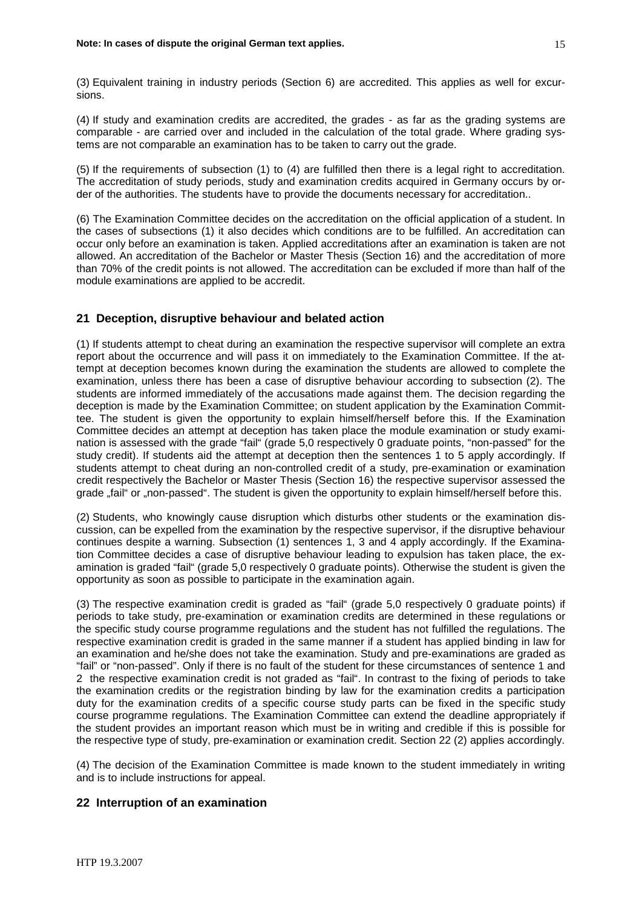(3) Equivalent training in industry periods (Section 6) are accredited. This applies as well for excursions.

(4) If study and examination credits are accredited, the grades - as far as the grading systems are comparable - are carried over and included in the calculation of the total grade. Where grading systems are not comparable an examination has to be taken to carry out the grade.

(5) If the requirements of subsection (1) to (4) are fulfilled then there is a legal right to accreditation. The accreditation of study periods, study and examination credits acquired in Germany occurs by order of the authorities. The students have to provide the documents necessary for accreditation..

(6) The Examination Committee decides on the accreditation on the official application of a student. In the cases of subsections (1) it also decides which conditions are to be fulfilled. An accreditation can occur only before an examination is taken. Applied accreditations after an examination is taken are not allowed. An accreditation of the Bachelor or Master Thesis (Section 16) and the accreditation of more than 70% of the credit points is not allowed. The accreditation can be excluded if more than half of the module examinations are applied to be accredit.

## 21 Deception, disruptive behaviour and belated action

(1) If students attempt to cheat during an examination the respective supervisor will complete an extra report about the occurrence and will pass it on immediately to the Examination Committee. If the attempt at deception becomes known during the examination the students are allowed to complete the examination, unless there has been a case of disruptive behaviour according to subsection (2). The students are informed immediately of the accusations made against them. The decision regarding the deception is made by the Examination Committee; on student application by the Examination Committee. The student is given the opportunity to explain himself/herself before this. If the Examination Committee decides an attempt at deception has taken place the module examination or study examination is assessed with the grade "fail" (grade 5,0 respectively 0 graduate points, "non-passed" for the study credit). If students aid the attempt at deception then the sentences 1 to 5 apply accordingly. If students attempt to cheat during an non-controlled credit of a study, pre-examination or examination credit respectively the Bachelor or Master Thesis (Section 16) the respective supervisor assessed the grade „fail" or „non-passed". The student is given the opportunity to explain himself/herself before this.

(2) Students, who knowingly cause disruption which disturbs other students or the examination discussion, can be expelled from the examination by the respective supervisor, if the disruptive behaviour continues despite a warning. Subsection (1) sentences 1, 3 and 4 apply accordingly. If the Examination Committee decides a case of disruptive behaviour leading to expulsion has taken place, the examination is graded "fail" (grade 5,0 respectively 0 graduate points). Otherwise the student is given the opportunity as soon as possible to participate in the examination again.

(3) The respective examination credit is graded as "fail" (grade 5,0 respectively 0 graduate points) if periods to take study, pre-examination or examination credits are determined in these regulations or the specific study course programme regulations and the student has not fulfilled the regulations. The respective examination credit is graded in the same manner if a student has applied binding in law for an examination and he/she does not take the examination. Study and pre-examinations are graded as "fail" or "non-passed". Only if there is no fault of the student for these circumstances of sentence 1 and 2 the respective examination credit is not graded as "fail". In contrast to the fixing of periods to take the examination credits or the registration binding by law for the examination credits a participation duty for the examination credits of a specific course study parts can be fixed in the specific study course programme regulations. The Examination Committee can extend the deadline appropriately if the student provides an important reason which must be in writing and credible if this is possible for the respective type of study, pre-examination or examination credit. Section 22 (2) applies accordingly.

(4) The decision of the Examination Committee is made known to the student immediately in writing and is to include instructions for appeal.

## 22 Interruption of an examination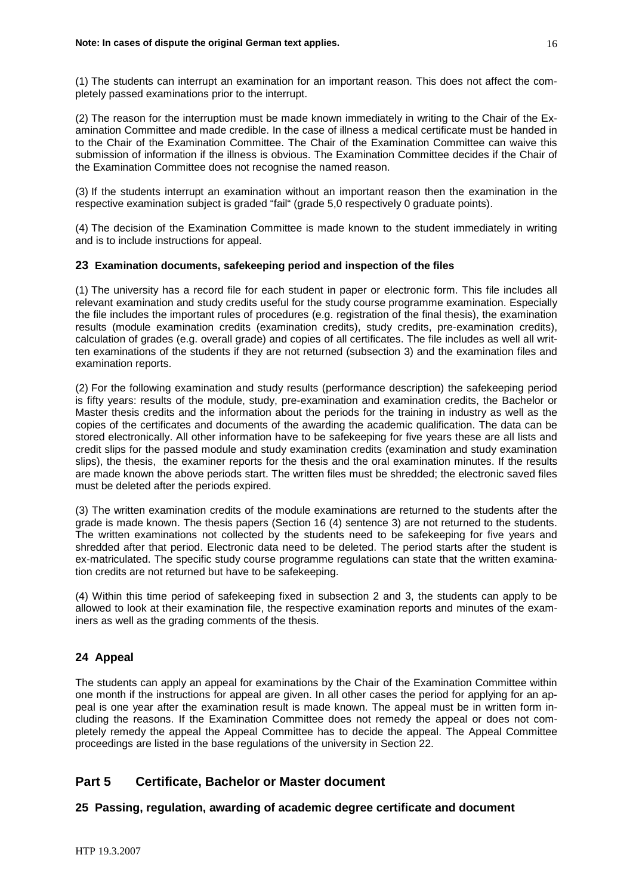(1) The students can interrupt an examination for an important reason. This does not affect the completely passed examinations prior to the interrupt.

(2) The reason for the interruption must be made known immediately in writing to the Chair of the Examination Committee and made credible. In the case of illness a medical certificate must be handed in to the Chair of the Examination Committee. The Chair of the Examination Committee can waive this submission of information if the illness is obvious. The Examination Committee decides if the Chair of the Examination Committee does not recognise the named reason.

(3) If the students interrupt an examination without an important reason then the examination in the respective examination subject is graded "fail" (grade 5,0 respectively 0 graduate points).

(4) The decision of the Examination Committee is made known to the student immediately in writing and is to include instructions for appeal.

### 23 Examination documents, safekeeping period and inspection of the files

(1) The university has a record file for each student in paper or electronic form. This file includes all relevant examination and study credits useful for the study course programme examination. Especially the file includes the important rules of procedures (e.g. registration of the final thesis), the examination results (module examination credits (examination credits), study credits, pre-examination credits), calculation of grades (e.g. overall grade) and copies of all certificates. The file includes as well all written examinations of the students if they are not returned (subsection 3) and the examination files and examination reports.

(2) For the following examination and study results (performance description) the safekeeping period is fifty years: results of the module, study, pre-examination and examination credits, the Bachelor or Master thesis credits and the information about the periods for the training in industry as well as the copies of the certificates and documents of the awarding the academic qualification. The data can be stored electronically. All other information have to be safekeeping for five years these are all lists and credit slips for the passed module and study examination credits (examination and study examination slips), the thesis, the examiner reports for the thesis and the oral examination minutes. If the results are made known the above periods start. The written files must be shredded; the electronic saved files must be deleted after the periods expired.

(3) The written examination credits of the module examinations are returned to the students after the grade is made known. The thesis papers (Section 16 (4) sentence 3) are not returned to the students. The written examinations not collected by the students need to be safekeeping for five years and shredded after that period. Electronic data need to be deleted. The period starts after the student is ex-matriculated. The specific study course programme regulations can state that the written examination credits are not returned but have to be safekeeping.

(4) Within this time period of safekeeping fixed in subsection 2 and 3, the students can apply to be allowed to look at their examination file, the respective examination reports and minutes of the examiners as well as the grading comments of the thesis.

### 24 Appeal

The students can apply an appeal for examinations by the Chair of the Examination Committee within one month if the instructions for appeal are given. In all other cases the period for applying for an appeal is one year after the examination result is made known. The appeal must be in written form including the reasons. If the Examination Committee does not remedy the appeal or does not completely remedy the appeal the Appeal Committee has to decide the appeal. The Appeal Committee proceedings are listed in the base regulations of the university in Section 22.

## Part 5 Certificate, Bachelor or Master document

### 25 Passing, regulation, awarding of academic degree certificate and document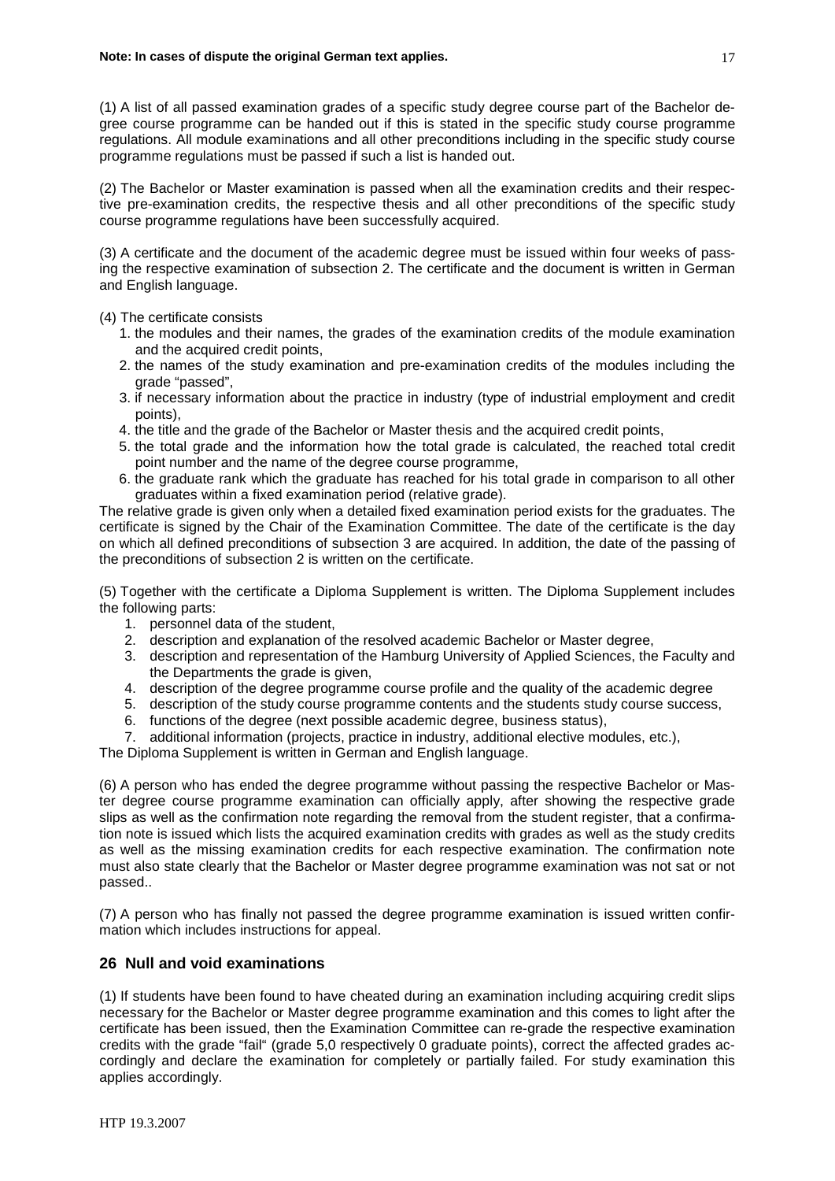(1) A list of all passed examination grades of a specific study degree course part of the Bachelor degree course programme can be handed out if this is stated in the specific study course programme regulations. All module examinations and all other preconditions including in the specific study course programme regulations must be passed if such a list is handed out.

(2) The Bachelor or Master examination is passed when all the examination credits and their respective pre-examination credits, the respective thesis and all other preconditions of the specific study course programme regulations have been successfully acquired.

(3) A certificate and the document of the academic degree must be issued within four weeks of passing the respective examination of subsection 2. The certificate and the document is written in German and English language.

(4) The certificate consists

1. the modules and their names, the grades of the examination credits of the module examination and the acquired credit points,
2. the names of the study examination and pre-examination credits of the modules including the grade "passed",
3. if necessary information about the practice in industry (type of industrial employment and credit points),
4. the title and the grade of the Bachelor or Master thesis and the acquired credit points,
5. the total grade and the information how the total grade is calculated, the reached total credit point number and the name of the degree course programme,
6. the graduate rank which the graduate has reached for his total grade in comparison to all other graduates within a fixed examination period (relative grade).

The relative grade is given only when a detailed fixed examination period exists for the graduates. The certificate is signed by the Chair of the Examination Committee. The date of the certificate is the day on which all defined preconditions of subsection 3 are acquired. In addition, the date of the passing of the preconditions of subsection 2 is written on the certificate.

(5) Together with the certificate a Diploma Supplement is written. The Diploma Supplement includes the following parts:

1. personnel data of the student,
2. description and explanation of the resolved academic Bachelor or Master degree,
3. description and representation of the Hamburg University of Applied Sciences, the Faculty and the Departments the grade is given,
4. description of the degree programme course profile and the quality of the academic degree
5. description of the study course programme contents and the students study course success,
6. functions of the degree (next possible academic degree, business status),
7. additional information (projects, practice in industry, additional elective modules, etc.),

The Diploma Supplement is written in German and English language.

(6) A person who has ended the degree programme without passing the respective Bachelor or Master degree course programme examination can officially apply, after showing the respective grade slips as well as the confirmation note regarding the removal from the student register, that a confirmation note is issued which lists the acquired examination credits with grades as well as the study credits as well as the missing examination credits for each respective examination. The confirmation note must also state clearly that the Bachelor or Master degree programme examination was not sat or not passed..

(7) A person who has finally not passed the degree programme examination is issued written confirmation which includes instructions for appeal.

## 26 Null and void examinations

(1) If students have been found to have cheated during an examination including acquiring credit slips necessary for the Bachelor or Master degree programme examination and this comes to light after the certificate has been issued, then the Examination Committee can re-grade the respective examination credits with the grade "fail" (grade 5,0 respectively 0 graduate points), correct the affected grades accordingly and declare the examination for completely or partially failed. For study examination this applies accordingly.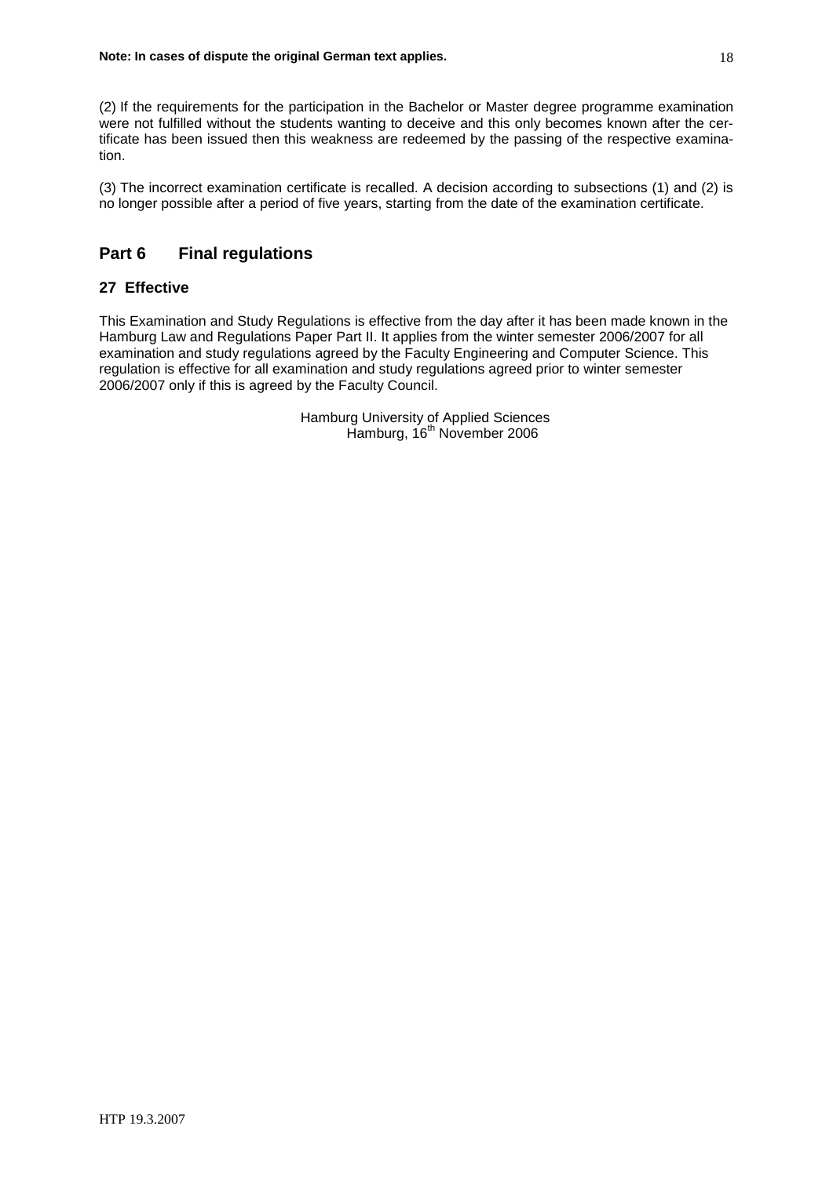(2) If the requirements for the participation in the Bachelor or Master degree programme examination were not fulfilled without the students wanting to deceive and this only becomes known after the certificate has been issued then this weakness are redeemed by the passing of the respective examination.

(3) The incorrect examination certificate is recalled. A decision according to subsections (1) and (2) is no longer possible after a period of five years, starting from the date of the examination certificate.

## Part 6 Final regulations

### 27 Effective

This Examination and Study Regulations is effective from the day after it has been made known in the Hamburg Law and Regulations Paper Part II. It applies from the winter semester 2006/2007 for all examination and study regulations agreed by the Faculty Engineering and Computer Science. This regulation is effective for all examination and study regulations agreed prior to winter semester 2006/2007 only if this is agreed by the Faculty Council.

Hamburg University of Applied Sciences
Hamburg, 16th November 2006